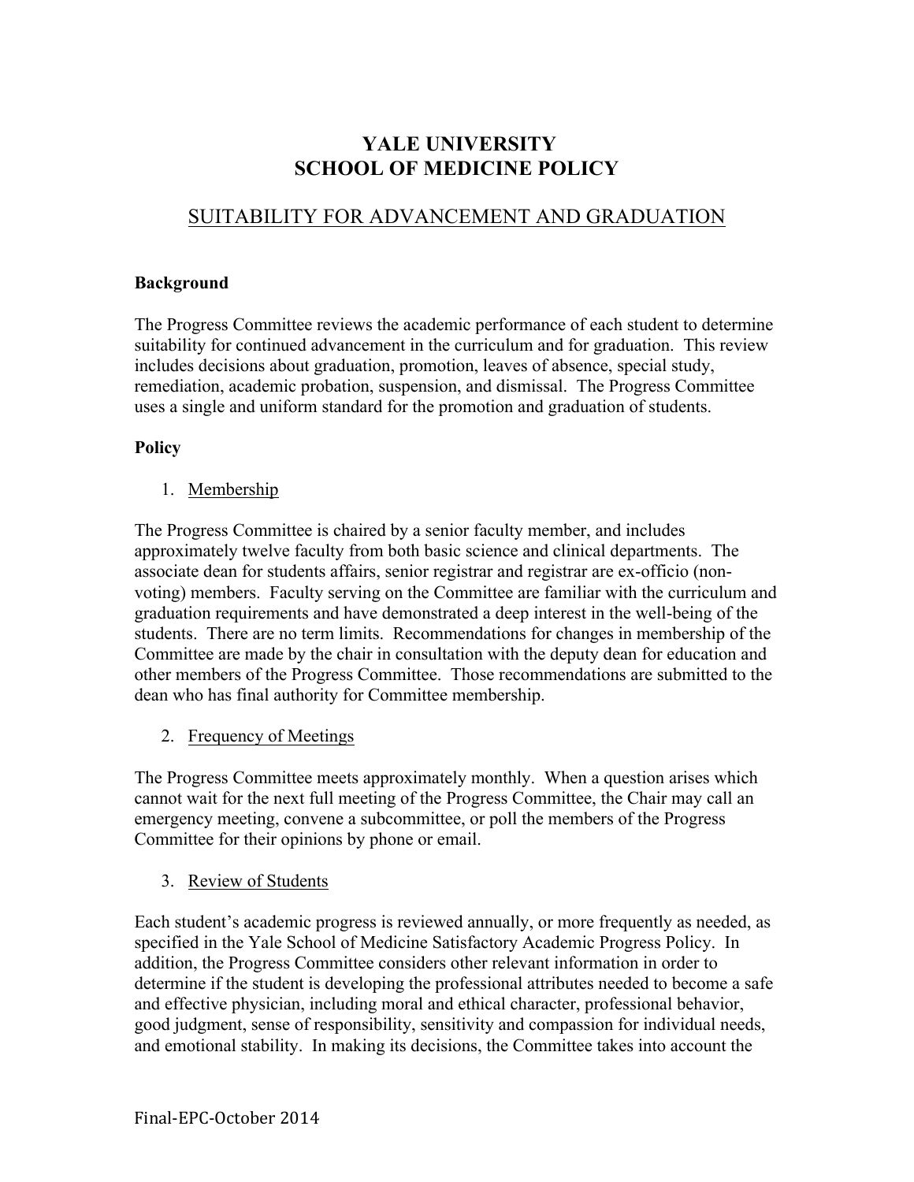# YALE UNIVERSITY
# SCHOOL OF MEDICINE POLICY

## SUITABILITY FOR ADVANCEMENT AND GRADUATION

**Background**

The Progress Committee reviews the academic performance of each student to determine suitability for continued advancement in the curriculum and for graduation. This review includes decisions about graduation, promotion, leaves of absence, special study, remediation, academic probation, suspension, and dismissal. The Progress Committee uses a single and uniform standard for the promotion and graduation of students.

**Policy**

1. Membership

The Progress Committee is chaired by a senior faculty member, and includes approximately twelve faculty from both basic science and clinical departments. The associate dean for students affairs, senior registrar and registrar are ex-officio (non-voting) members. Faculty serving on the Committee are familiar with the curriculum and graduation requirements and have demonstrated a deep interest in the well-being of the students. There are no term limits. Recommendations for changes in membership of the Committee are made by the chair in consultation with the deputy dean for education and other members of the Progress Committee. Those recommendations are submitted to the dean who has final authority for Committee membership.

2. Frequency of Meetings

The Progress Committee meets approximately monthly. When a question arises which cannot wait for the next full meeting of the Progress Committee, the Chair may call an emergency meeting, convene a subcommittee, or poll the members of the Progress Committee for their opinions by phone or email.

3. Review of Students

Each student's academic progress is reviewed annually, or more frequently as needed, as specified in the Yale School of Medicine Satisfactory Academic Progress Policy. In addition, the Progress Committee considers other relevant information in order to determine if the student is developing the professional attributes needed to become a safe and effective physician, including moral and ethical character, professional behavior, good judgment, sense of responsibility, sensitivity and compassion for individual needs, and emotional stability. In making its decisions, the Committee takes into account the

Final-EPC-October 2014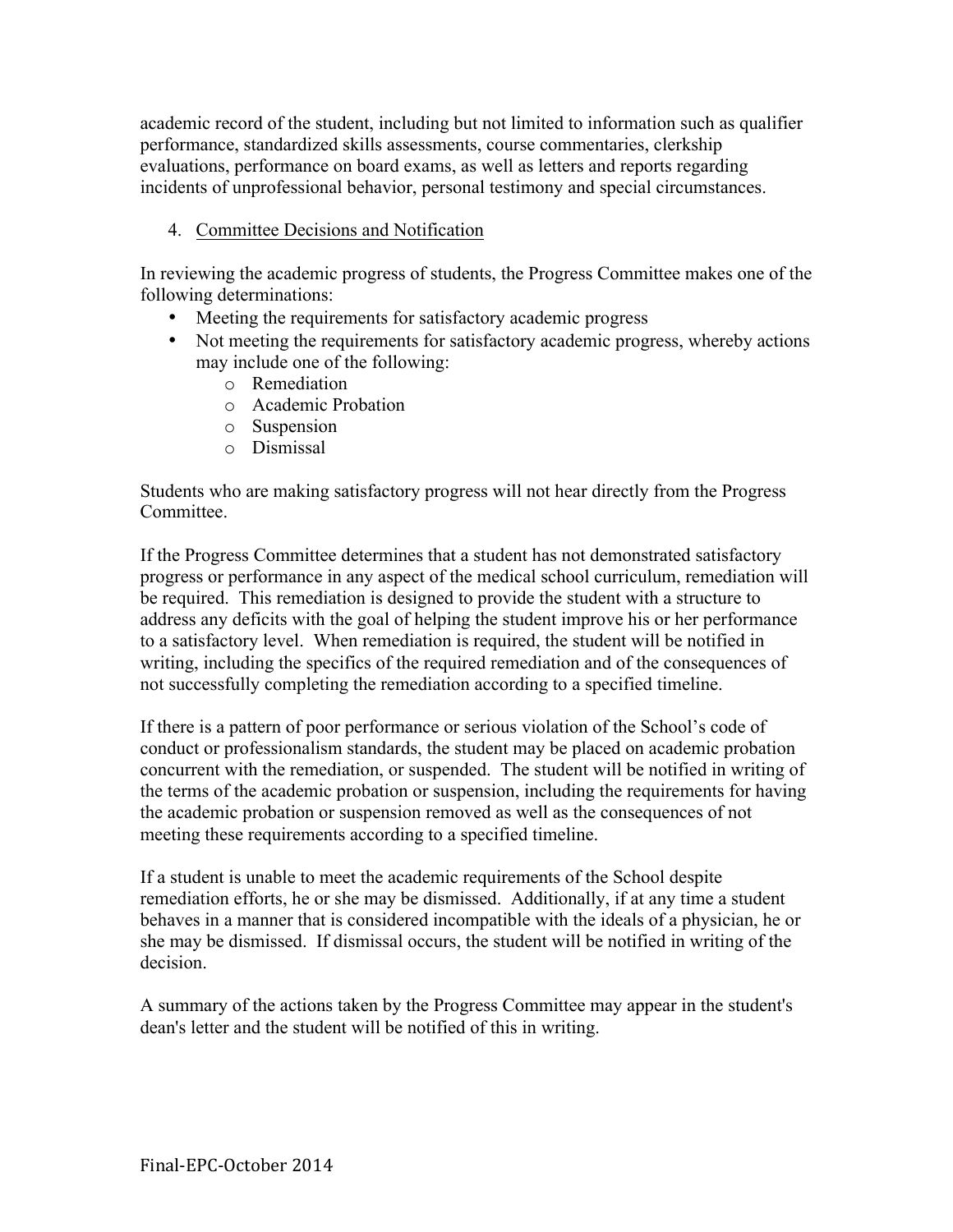academic record of the student, including but not limited to information such as qualifier performance, standardized skills assessments, course commentaries, clerkship evaluations, performance on board exams, as well as letters and reports regarding incidents of unprofessional behavior, personal testimony and special circumstances.

4. Committee Decisions and Notification

In reviewing the academic progress of students, the Progress Committee makes one of the following determinations:

- Meeting the requirements for satisfactory academic progress
- Not meeting the requirements for satisfactory academic progress, whereby actions may include one of the following:
  - Remediation
  - Academic Probation
  - Suspension
  - Dismissal

Students who are making satisfactory progress will not hear directly from the Progress Committee.

If the Progress Committee determines that a student has not demonstrated satisfactory progress or performance in any aspect of the medical school curriculum, remediation will be required. This remediation is designed to provide the student with a structure to address any deficits with the goal of helping the student improve his or her performance to a satisfactory level. When remediation is required, the student will be notified in writing, including the specifics of the required remediation and of the consequences of not successfully completing the remediation according to a specified timeline.

If there is a pattern of poor performance or serious violation of the School's code of conduct or professionalism standards, the student may be placed on academic probation concurrent with the remediation, or suspended. The student will be notified in writing of the terms of the academic probation or suspension, including the requirements for having the academic probation or suspension removed as well as the consequences of not meeting these requirements according to a specified timeline.

If a student is unable to meet the academic requirements of the School despite remediation efforts, he or she may be dismissed. Additionally, if at any time a student behaves in a manner that is considered incompatible with the ideals of a physician, he or she may be dismissed. If dismissal occurs, the student will be notified in writing of the decision.

A summary of the actions taken by the Progress Committee may appear in the student's dean's letter and the student will be notified of this in writing.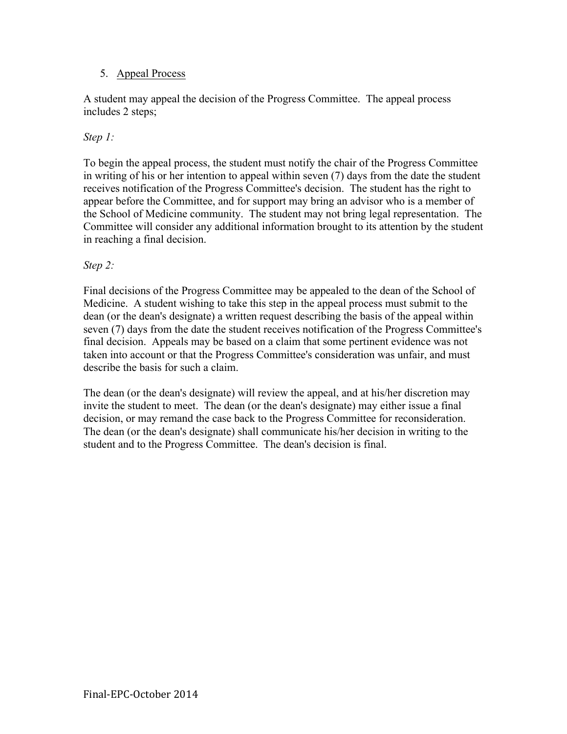5. Appeal Process

A student may appeal the decision of the Progress Committee. The appeal process includes 2 steps;

*Step 1:*

To begin the appeal process, the student must notify the chair of the Progress Committee in writing of his or her intention to appeal within seven (7) days from the date the student receives notification of the Progress Committee's decision. The student has the right to appear before the Committee, and for support may bring an advisor who is a member of the School of Medicine community. The student may not bring legal representation. The Committee will consider any additional information brought to its attention by the student in reaching a final decision.

*Step 2:*

Final decisions of the Progress Committee may be appealed to the dean of the School of Medicine. A student wishing to take this step in the appeal process must submit to the dean (or the dean's designate) a written request describing the basis of the appeal within seven (7) days from the date the student receives notification of the Progress Committee's final decision. Appeals may be based on a claim that some pertinent evidence was not taken into account or that the Progress Committee's consideration was unfair, and must describe the basis for such a claim.

The dean (or the dean's designate) will review the appeal, and at his/her discretion may invite the student to meet. The dean (or the dean's designate) may either issue a final decision, or may remand the case back to the Progress Committee for reconsideration. The dean (or the dean's designate) shall communicate his/her decision in writing to the student and to the Progress Committee. The dean's decision is final.